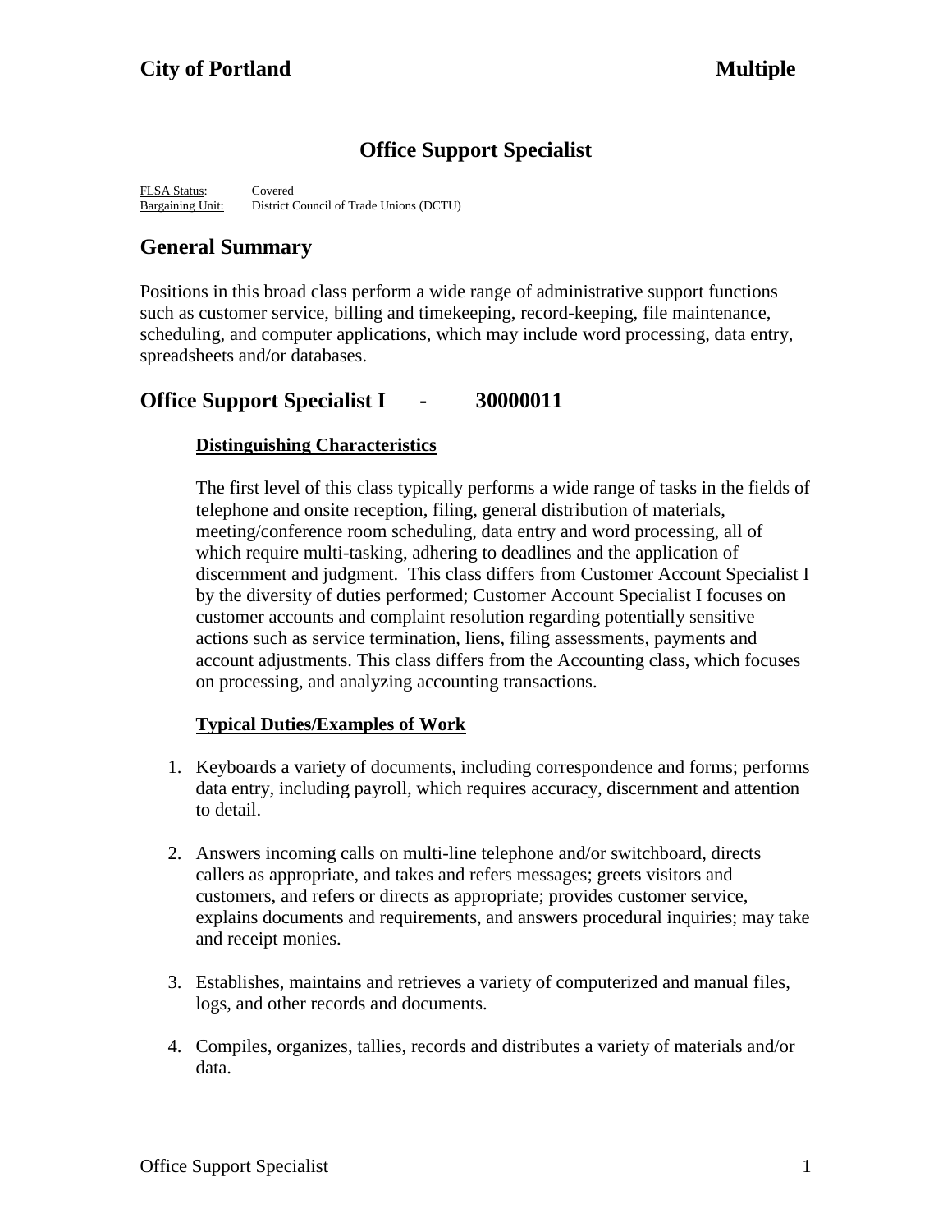**City of Portland** **Multiple**

# Office Support Specialist

FLSA Status: Covered
Bargaining Unit: District Council of Trade Unions (DCTU)

## General Summary

Positions in this broad class perform a wide range of administrative support functions such as customer service, billing and timekeeping, record-keeping, file maintenance, scheduling, and computer applications, which may include word processing, data entry, spreadsheets and/or databases.

## Office Support Specialist I - 30000011

### Distinguishing Characteristics

The first level of this class typically performs a wide range of tasks in the fields of telephone and onsite reception, filing, general distribution of materials, meeting/conference room scheduling, data entry and word processing, all of which require multi-tasking, adhering to deadlines and the application of discernment and judgment. This class differs from Customer Account Specialist I by the diversity of duties performed; Customer Account Specialist I focuses on customer accounts and complaint resolution regarding potentially sensitive actions such as service termination, liens, filing assessments, payments and account adjustments. This class differs from the Accounting class, which focuses on processing, and analyzing accounting transactions.

### Typical Duties/Examples of Work

1. Keyboards a variety of documents, including correspondence and forms; performs data entry, including payroll, which requires accuracy, discernment and attention to detail.

2. Answers incoming calls on multi-line telephone and/or switchboard, directs callers as appropriate, and takes and refers messages; greets visitors and customers, and refers or directs as appropriate; provides customer service, explains documents and requirements, and answers procedural inquiries; may take and receipt monies.

3. Establishes, maintains and retrieves a variety of computerized and manual files, logs, and other records and documents.

4. Compiles, organizes, tallies, records and distributes a variety of materials and/or data.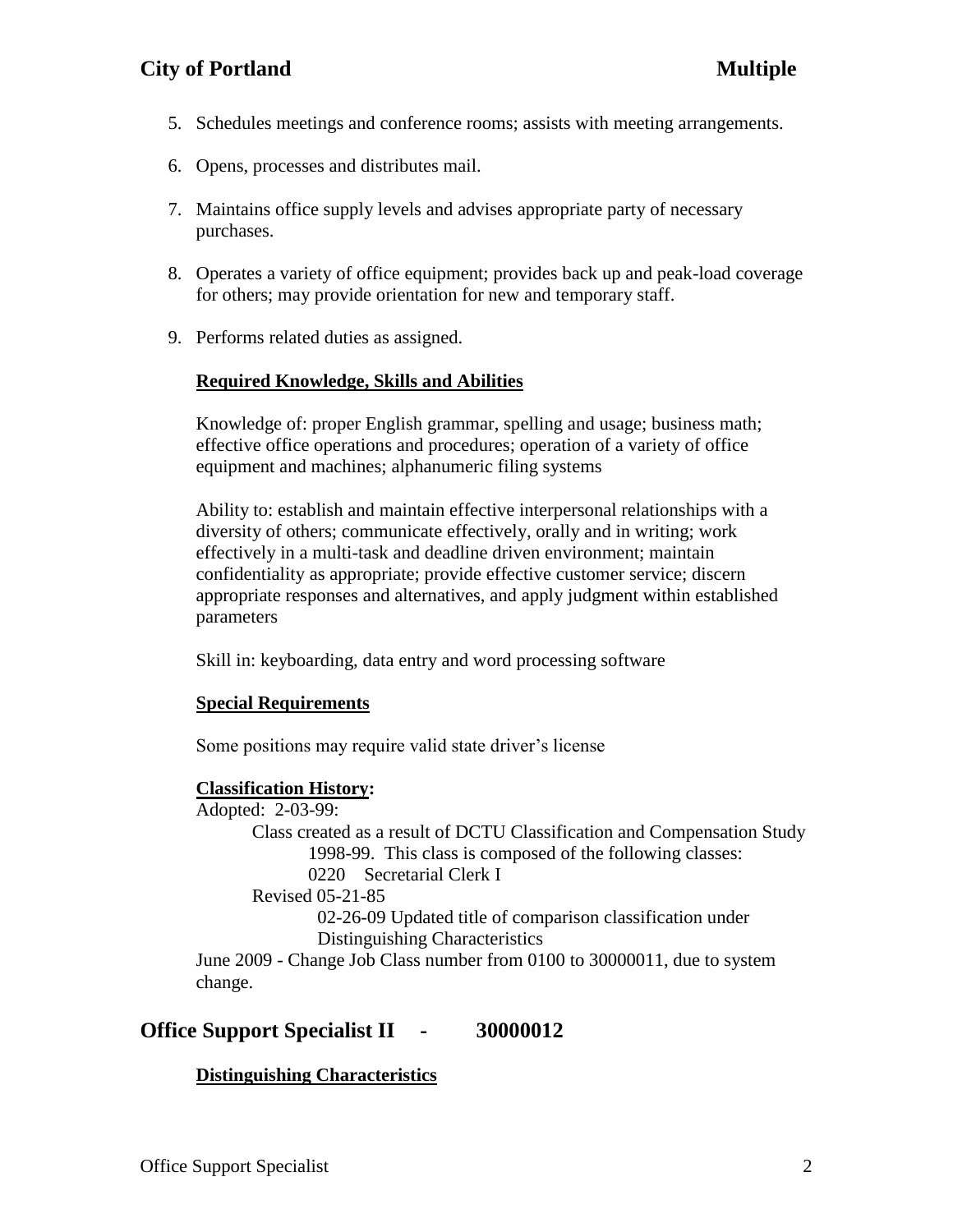5. Schedules meetings and conference rooms; assists with meeting arrangements.

6. Opens, processes and distributes mail.

7. Maintains office supply levels and advises appropriate party of necessary purchases.

8. Operates a variety of office equipment; provides back up and peak-load coverage for others; may provide orientation for new and temporary staff.

9. Performs related duties as assigned.

**Required Knowledge, Skills and Abilities**

Knowledge of: proper English grammar, spelling and usage; business math; effective office operations and procedures; operation of a variety of office equipment and machines; alphanumeric filing systems

Ability to: establish and maintain effective interpersonal relationships with a diversity of others; communicate effectively, orally and in writing; work effectively in a multi-task and deadline driven environment; maintain confidentiality as appropriate; provide effective customer service; discern appropriate responses and alternatives, and apply judgment within established parameters

Skill in: keyboarding, data entry and word processing software

**Special Requirements**

Some positions may require valid state driver's license

**Classification History:**

Adopted: 2-03-99:

Class created as a result of DCTU Classification and Compensation Study 1998-99. This class is composed of the following classes:

0220 Secretarial Clerk I

Revised 05-21-85

02-26-09 Updated title of comparison classification under Distinguishing Characteristics

June 2009 - Change Job Class number from 0100 to 30000011, due to system change.

## Office Support Specialist II - 30000012

**Distinguishing Characteristics**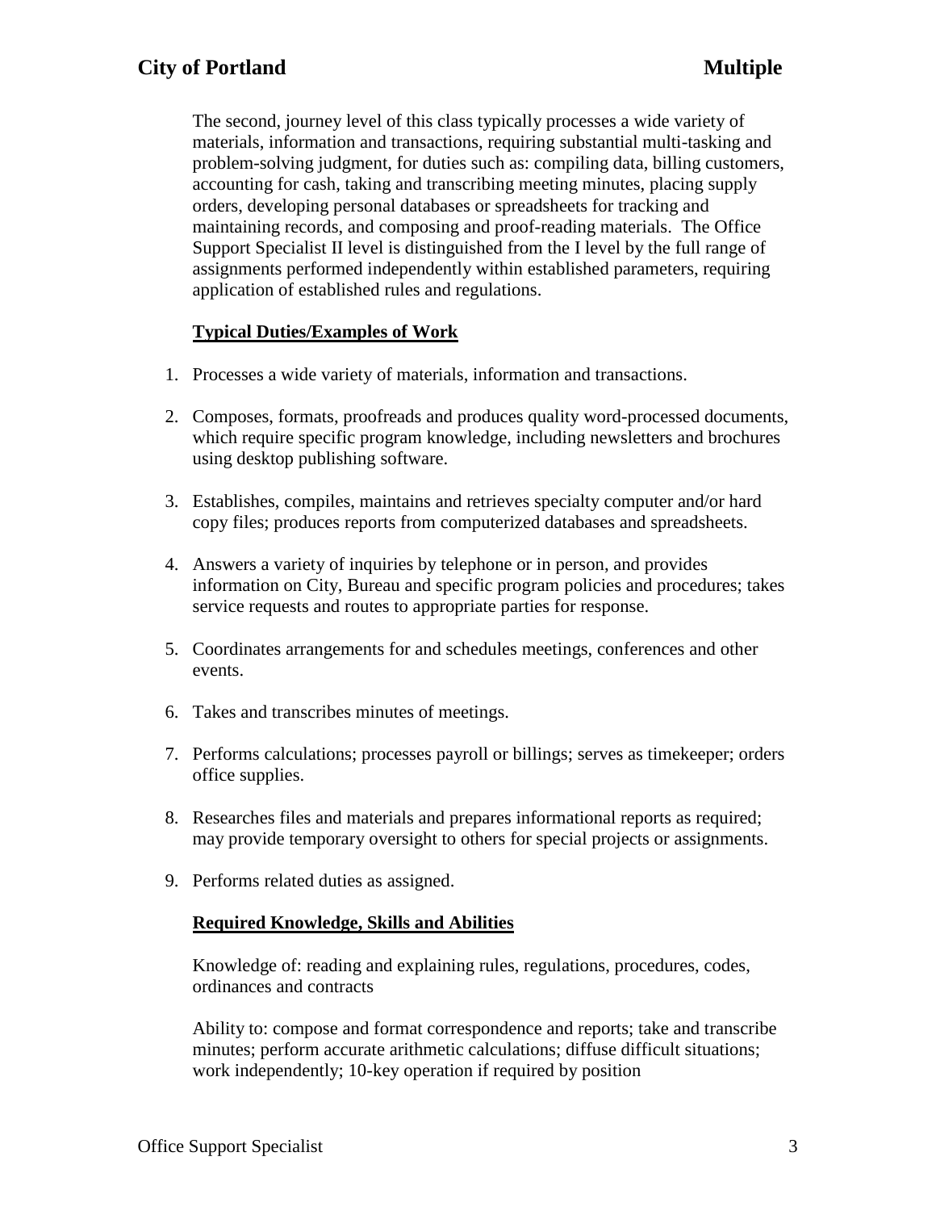The second, journey level of this class typically processes a wide variety of materials, information and transactions, requiring substantial multi-tasking and problem-solving judgment, for duties such as: compiling data, billing customers, accounting for cash, taking and transcribing meeting minutes, placing supply orders, developing personal databases or spreadsheets for tracking and maintaining records, and composing and proof-reading materials.  The Office Support Specialist II level is distinguished from the I level by the full range of assignments performed independently within established parameters, requiring application of established rules and regulations.

**Typical Duties/Examples of Work**

1. Processes a wide variety of materials, information and transactions.
2. Composes, formats, proofreads and produces quality word-processed documents, which require specific program knowledge, including newsletters and brochures using desktop publishing software.
3. Establishes, compiles, maintains and retrieves specialty computer and/or hard copy files; produces reports from computerized databases and spreadsheets.
4. Answers a variety of inquiries by telephone or in person, and provides information on City, Bureau and specific program policies and procedures; takes service requests and routes to appropriate parties for response.
5. Coordinates arrangements for and schedules meetings, conferences and other events.
6. Takes and transcribes minutes of meetings.
7. Performs calculations; processes payroll or billings; serves as timekeeper; orders office supplies.
8. Researches files and materials and prepares informational reports as required; may provide temporary oversight to others for special projects or assignments.
9. Performs related duties as assigned.

**Required Knowledge, Skills and Abilities**

Knowledge of: reading and explaining rules, regulations, procedures, codes, ordinances and contracts

Ability to: compose and format correspondence and reports; take and transcribe minutes; perform accurate arithmetic calculations; diffuse difficult situations; work independently; 10-key operation if required by position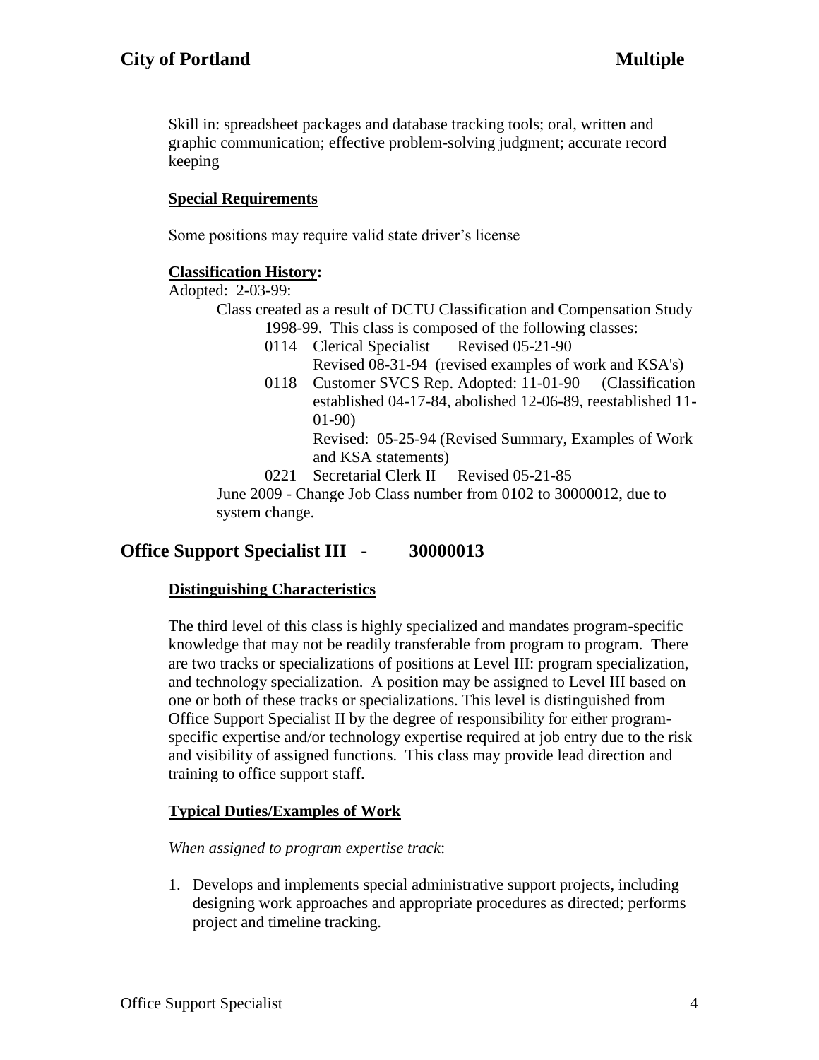Skill in: spreadsheet packages and database tracking tools; oral, written and graphic communication; effective problem-solving judgment; accurate record keeping

**Special Requirements**

Some positions may require valid state driver's license

**Classification History:**

Adopted: 2-03-99:

Class created as a result of DCTU Classification and Compensation Study 1998-99. This class is composed of the following classes:

- 0114 Clerical Specialist Revised 05-21-90
  Revised 08-31-94 (revised examples of work and KSA's)
- 0118 Customer SVCS Rep. Adopted: 11-01-90 (Classification established 04-17-84, abolished 12-06-89, reestablished 11-01-90)
  Revised: 05-25-94 (Revised Summary, Examples of Work and KSA statements)
- 0221 Secretarial Clerk II Revised 05-21-85

June 2009 - Change Job Class number from 0102 to 30000012, due to system change.

## Office Support Specialist III - 30000013

**Distinguishing Characteristics**

The third level of this class is highly specialized and mandates program-specific knowledge that may not be readily transferable from program to program. There are two tracks or specializations of positions at Level III: program specialization, and technology specialization. A position may be assigned to Level III based on one or both of these tracks or specializations. This level is distinguished from Office Support Specialist II by the degree of responsibility for either program-specific expertise and/or technology expertise required at job entry due to the risk and visibility of assigned functions. This class may provide lead direction and training to office support staff.

**Typical Duties/Examples of Work**

*When assigned to program expertise track*:

1. Develops and implements special administrative support projects, including designing work approaches and appropriate procedures as directed; performs project and timeline tracking.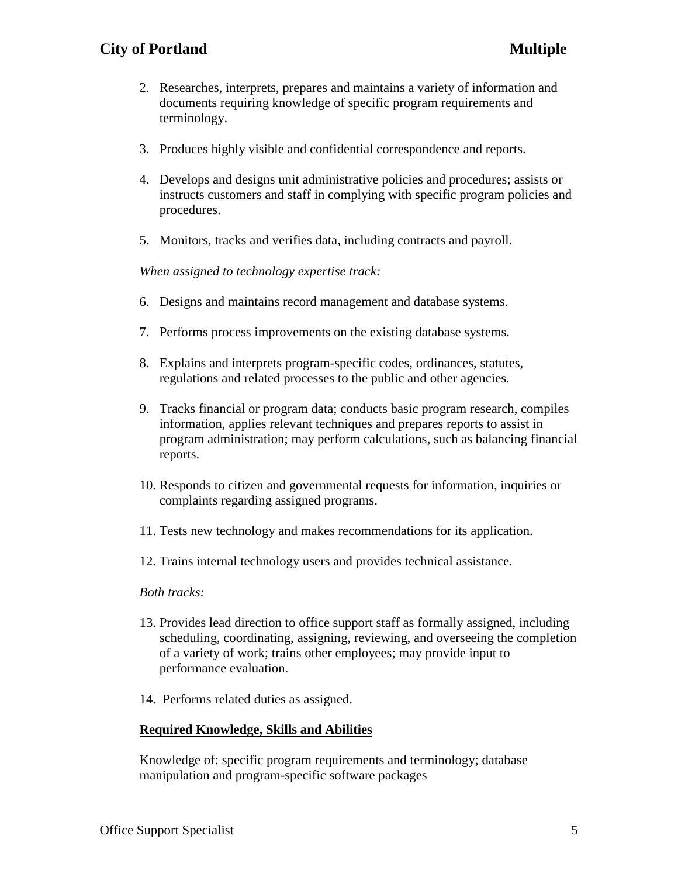2. Researches, interprets, prepares and maintains a variety of information and documents requiring knowledge of specific program requirements and terminology.

3. Produces highly visible and confidential correspondence and reports.

4. Develops and designs unit administrative policies and procedures; assists or instructs customers and staff in complying with specific program policies and procedures.

5. Monitors, tracks and verifies data, including contracts and payroll.

*When assigned to technology expertise track:*

6. Designs and maintains record management and database systems.

7. Performs process improvements on the existing database systems.

8. Explains and interprets program-specific codes, ordinances, statutes, regulations and related processes to the public and other agencies.

9. Tracks financial or program data; conducts basic program research, compiles information, applies relevant techniques and prepares reports to assist in program administration; may perform calculations, such as balancing financial reports.

10. Responds to citizen and governmental requests for information, inquiries or complaints regarding assigned programs.

11. Tests new technology and makes recommendations for its application.

12. Trains internal technology users and provides technical assistance.

*Both tracks:*

13. Provides lead direction to office support staff as formally assigned, including scheduling, coordinating, assigning, reviewing, and overseeing the completion of a variety of work; trains other employees; may provide input to performance evaluation.

14. Performs related duties as assigned.

**Required Knowledge, Skills and Abilities**

Knowledge of: specific program requirements and terminology; database manipulation and program-specific software packages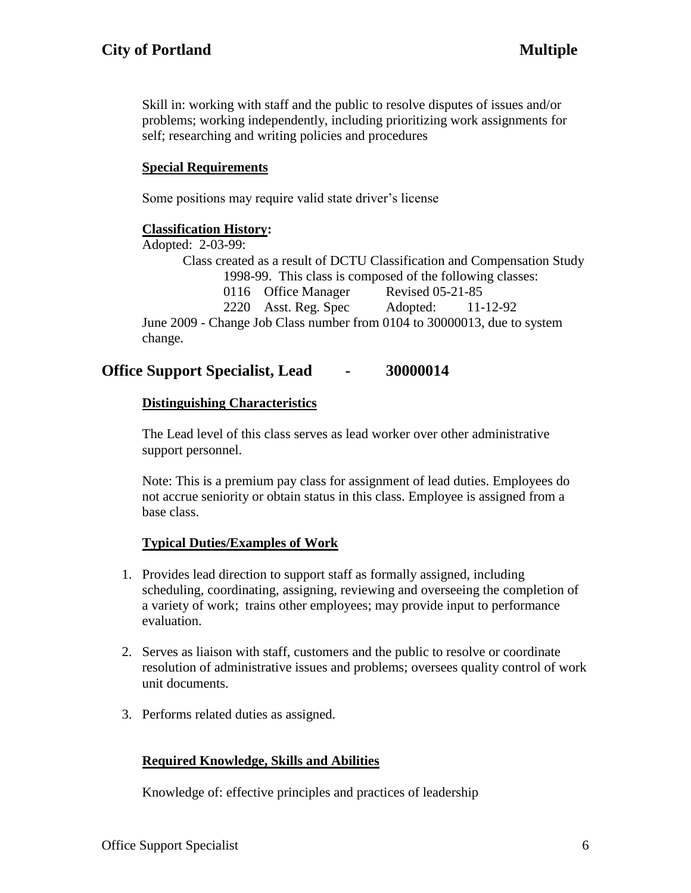Skill in: working with staff and the public to resolve disputes of issues and/or problems; working independently, including prioritizing work assignments for self; researching and writing policies and procedures

**Special Requirements**

Some positions may require valid state driver's license

**Classification History:**

Adopted: 2-03-99:

Class created as a result of DCTU Classification and Compensation Study 1998-99. This class is composed of the following classes:

| | | |
|---|---|---|
| 0116 | Office Manager | Revised 05-21-85 |
| 2220 | Asst. Reg. Spec | Adopted: 11-12-92 |

June 2009 - Change Job Class number from 0104 to 30000013, due to system change.

## Office Support Specialist, Lead - 30000014

**Distinguishing Characteristics**

The Lead level of this class serves as lead worker over other administrative support personnel.

Note: This is a premium pay class for assignment of lead duties. Employees do not accrue seniority or obtain status in this class. Employee is assigned from a base class.

**Typical Duties/Examples of Work**

1. Provides lead direction to support staff as formally assigned, including scheduling, coordinating, assigning, reviewing and overseeing the completion of a variety of work; trains other employees; may provide input to performance evaluation.
2. Serves as liaison with staff, customers and the public to resolve or coordinate resolution of administrative issues and problems; oversees quality control of work unit documents.
3. Performs related duties as assigned.

**Required Knowledge, Skills and Abilities**

Knowledge of: effective principles and practices of leadership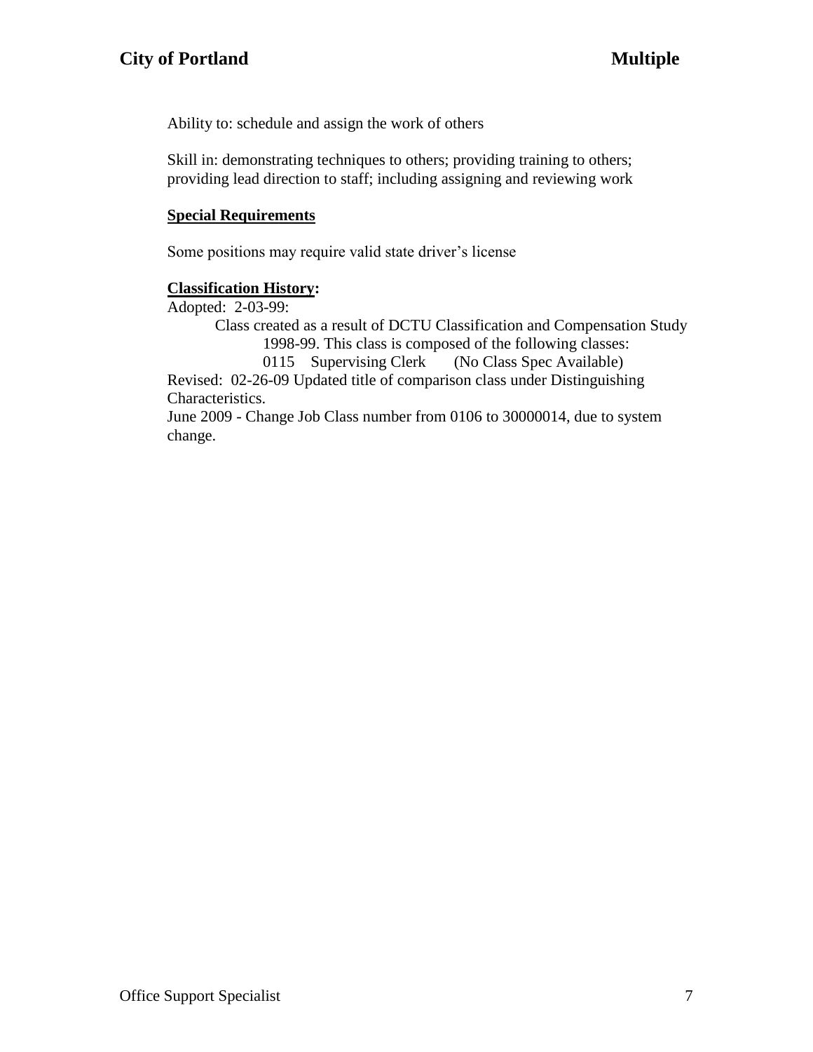Ability to: schedule and assign the work of others

Skill in: demonstrating techniques to others; providing training to others; providing lead direction to staff; including assigning and reviewing work

**Special Requirements**

Some positions may require valid state driver's license

**Classification History:**

Adopted: 2-03-99:

Class created as a result of DCTU Classification and Compensation Study 1998-99. This class is composed of the following classes:

0115 Supervising Clerk (No Class Spec Available)

Revised: 02-26-09 Updated title of comparison class under Distinguishing Characteristics.

June 2009 - Change Job Class number from 0106 to 30000014, due to system change.